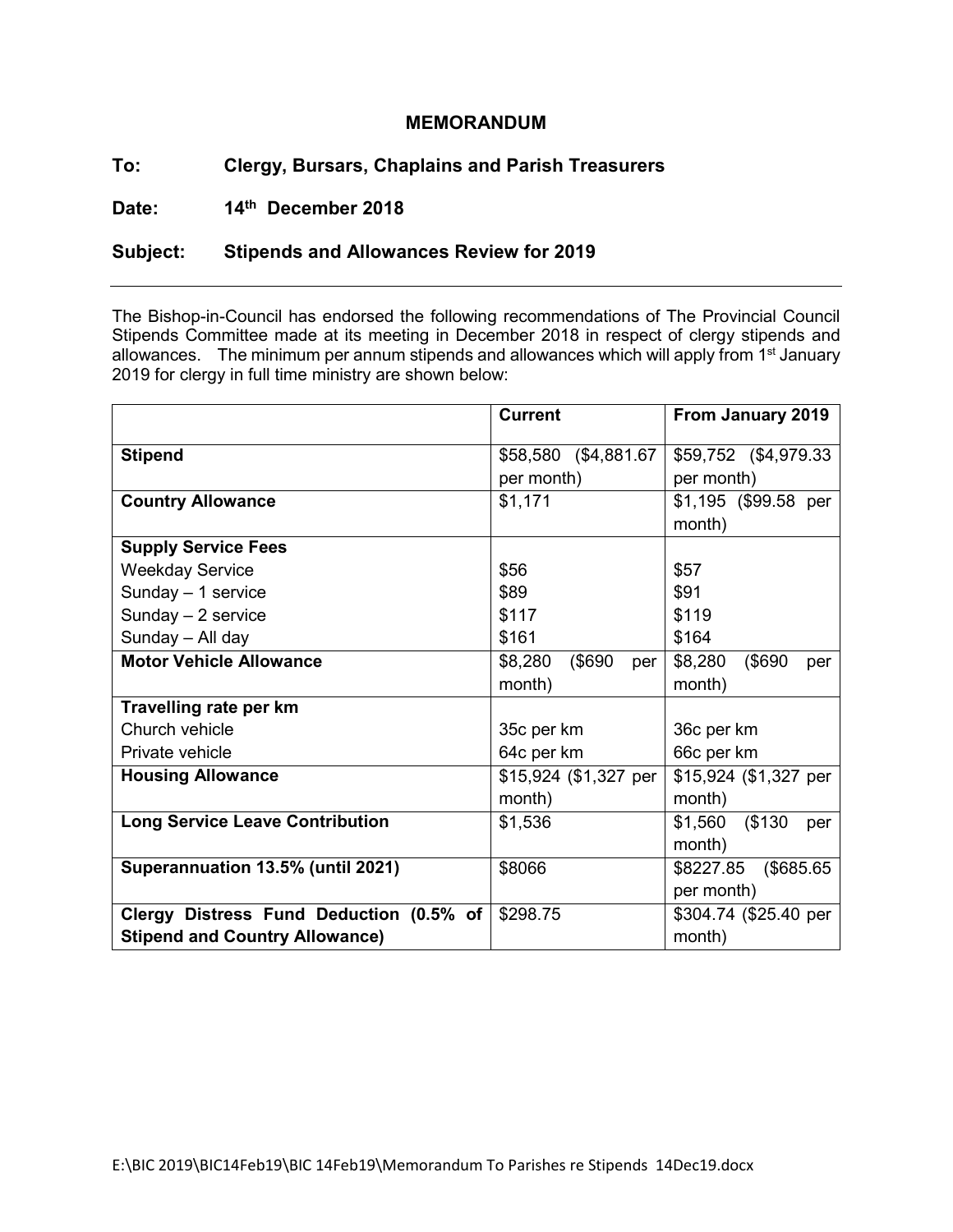**MEMORANDUM**

**To:** **Clergy, Bursars, Chaplains and Parish Treasurers**

**Date:** **14th December 2018**

**Subject:** **Stipends and Allowances Review for 2019**

---

The Bishop-in-Council has endorsed the following recommendations of The Provincial Council Stipends Committee made at its meeting in December 2018 in respect of clergy stipends and allowances. The minimum per annum stipends and allowances which will apply from 1st January 2019 for clergy in full time ministry are shown below:

| | **Current** | **From January 2019** |
|---|---|---|
| **Stipend** | $58,580 ($4,881.67 per month) | $59,752 ($4,979.33 per month) |
| **Country Allowance** | $1,171 | $1,195 ($99.58 per month) |
| **Supply Service Fees** | | |
| Weekday Service | $56 | $57 |
| Sunday – 1 service | $89 | $91 |
| Sunday – 2 service | $117 | $119 |
| Sunday – All day | $161 | $164 |
| **Motor Vehicle Allowance** | $8,280 ($690 per month) | $8,280 ($690 per month) |
| **Travelling rate per km** | | |
| Church vehicle | 35c per km | 36c per km |
| Private vehicle | 64c per km | 66c per km |
| **Housing Allowance** | $15,924 ($1,327 per month) | $15,924 ($1,327 per month) |
| **Long Service Leave Contribution** | $1,536 | $1,560 ($130 per month) |
| **Superannuation 13.5% (until 2021)** | $8066 | $8227.85 ($685.65 per month) |
| **Clergy Distress Fund Deduction (0.5% of Stipend and Country Allowance)** | $298.75 | $304.74 ($25.40 per month) |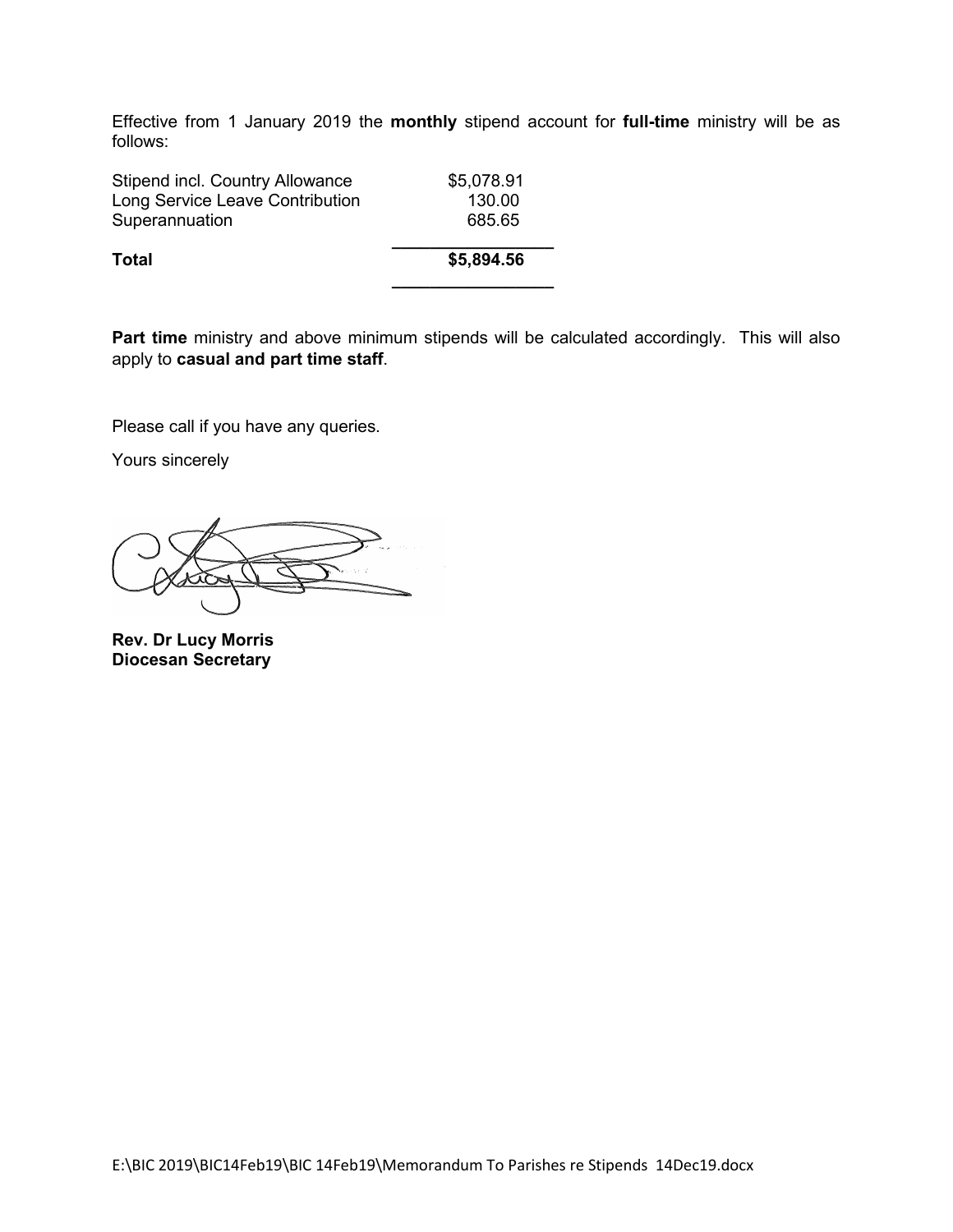Effective from 1 January 2019 the **monthly** stipend account for **full-time** ministry will be as follows:

| | |
|---|---|
| Stipend incl. Country Allowance | $5,078.91 |
| Long Service Leave Contribution | 130.00 |
| Superannuation | 685.65 |
| **Total** | **$5,894.56** |

**Part time** ministry and above minimum stipends will be calculated accordingly. This will also apply to **casual and part time staff**.

Please call if you have any queries.

Yours sincerely

**Rev. Dr Lucy Morris**
**Diocesan Secretary**

E:\BIC 2019\BIC14Feb19\BIC 14Feb19\Memorandum To Parishes re Stipends 14Dec19.docx